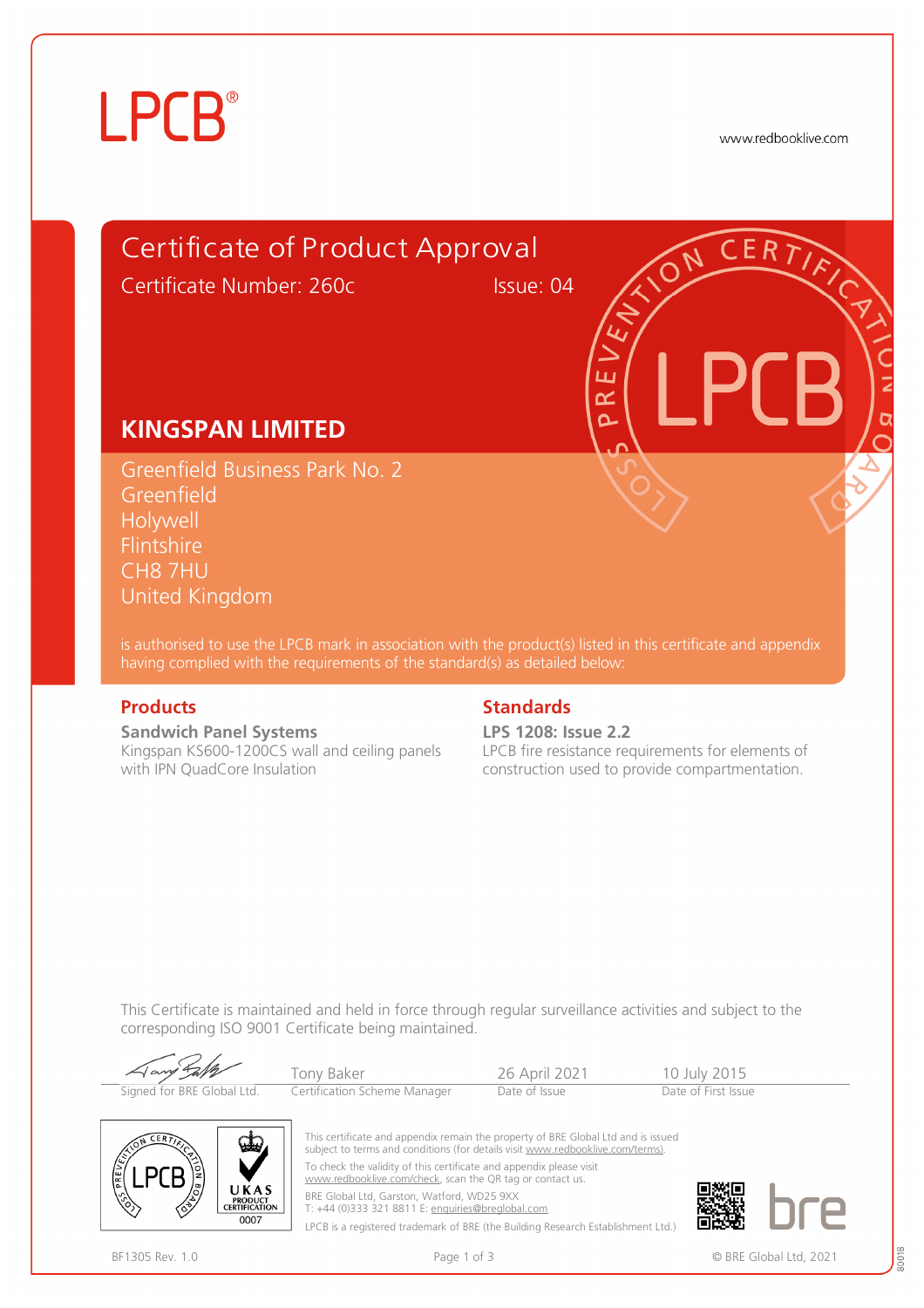LPCB®

www.redbooklive.com

# Certificate of Product Approval

Certificate Number: 260c

Issue: 04

## KINGSPAN LIMITED

Greenfield Business Park No. 2
Greenfield
Holywell
Flintshire
CH8 7HU
United Kingdom

is authorised to use the LPCB mark in association with the product(s) listed in this certificate and appendix having complied with the requirements of the standard(s) as detailed below:

### Products

**Sandwich Panel Systems**
Kingspan KS600-1200CS wall and ceiling panels with IPN QuadCore Insulation

### Standards

**LPS 1208: Issue 2.2**
LPCB fire resistance requirements for elements of construction used to provide compartmentation.

This Certificate is maintained and held in force through regular surveillance activities and subject to the corresponding ISO 9001 Certificate being maintained.

| Signed for BRE Global Ltd. | Tony Baker<br>Certification Scheme Manager | 26 April 2021<br>Date of Issue | 10 July 2015<br>Date of First Issue |
|---|---|---|---|

This certificate and appendix remain the property of BRE Global Ltd and is issued subject to terms and conditions (for details visit www.redbooklive.com/terms).

To check the validity of this certificate and appendix please visit www.redbooklive.com/check, scan the QR tag or contact us.

BRE Global Ltd, Garston, Watford, WD25 9XX
T: +44 (0)333 321 8811 E: enquiries@breglobal.com

LPCB is a registered trademark of BRE (the Building Research Establishment Ltd.)

UKAS PRODUCT CERTIFICATION 0007

BF1305 Rev. 1.0

© BRE Global Ltd, 2021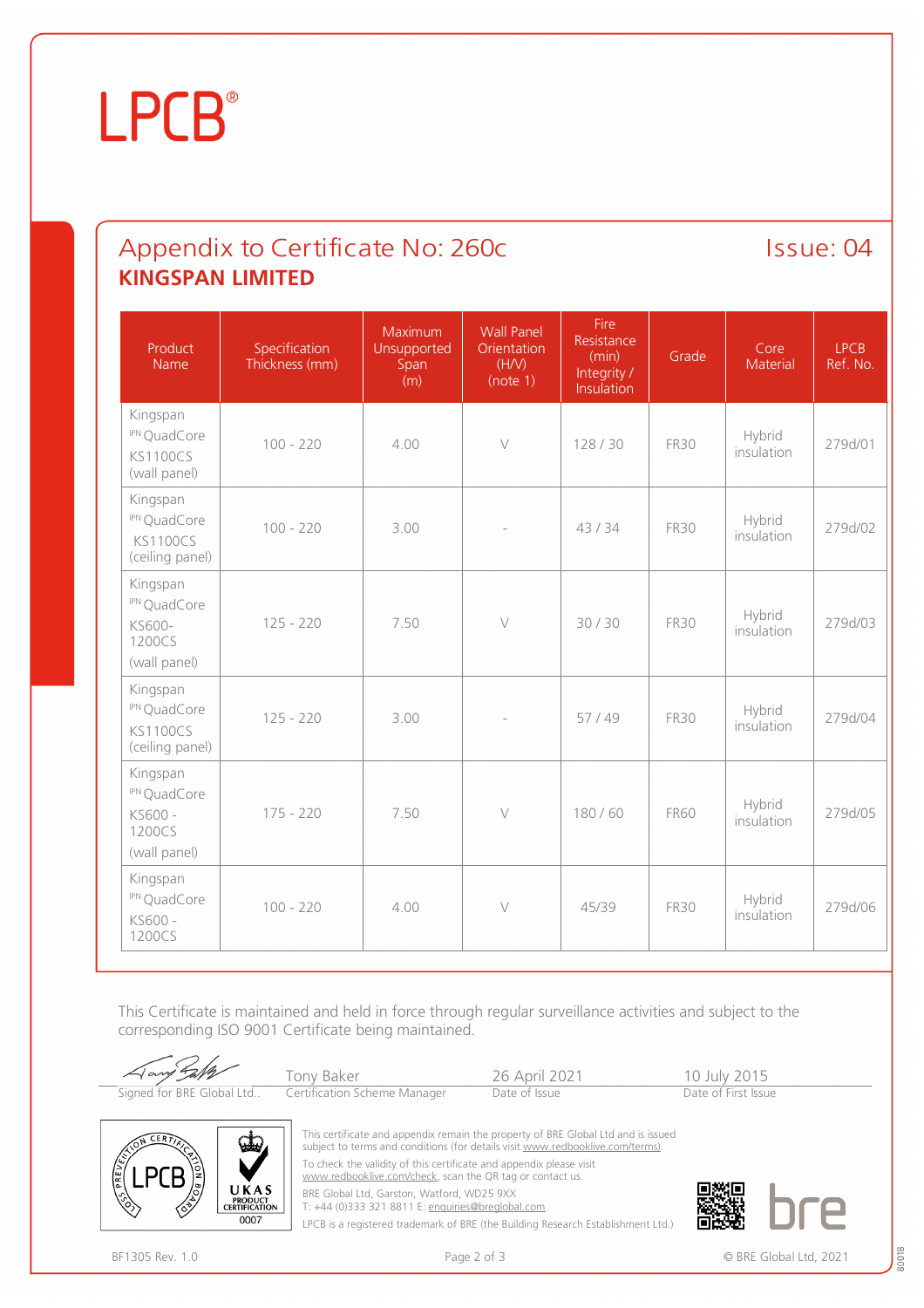LPCB®

## Appendix to Certificate No: 260c

Issue: 04

**KINGSPAN LIMITED**

| Product Name | Specification Thickness (mm) | Maximum Unsupported Span (m) | Wall Panel Orientation (H/V) (note 1) | Fire Resistance (min) Integrity / Insulation | Grade | Core Material | LPCB Ref. No. |
|---|---|---|---|---|---|---|---|
| Kingspan IPN QuadCore KS1100CS (wall panel) | 100 - 220 | 4.00 | V | 128 / 30 | FR30 | Hybrid insulation | 279d/01 |
| Kingspan IPN QuadCore KS1100CS (ceiling panel) | 100 - 220 | 3.00 | - | 43 / 34 | FR30 | Hybrid insulation | 279d/02 |
| Kingspan IPN QuadCore KS600-1200CS (wall panel) | 125 - 220 | 7.50 | V | 30 / 30 | FR30 | Hybrid insulation | 279d/03 |
| Kingspan IPN QuadCore KS1100CS (ceiling panel) | 125 - 220 | 3.00 | - | 57 / 49 | FR30 | Hybrid insulation | 279d/04 |
| Kingspan IPN QuadCore KS600 - 1200CS (wall panel) | 175 - 220 | 7.50 | V | 180 / 60 | FR60 | Hybrid insulation | 279d/05 |
| Kingspan IPN QuadCore KS600 - 1200CS | 100 - 220 | 4.00 | V | 45/39 | FR30 | Hybrid insulation | 279d/06 |

This Certificate is maintained and held in force through regular surveillance activities and subject to the corresponding ISO 9001 Certificate being maintained.

| Signed for BRE Global Ltd.. | Tony Baker<br>Certification Scheme Manager | 26 April 2021<br>Date of Issue | 10 July 2015<br>Date of First Issue |
|---|---|---|---|

This certificate and appendix remain the property of BRE Global Ltd and is issued subject to terms and conditions (for details visit www.redbooklive.com/terms).

To check the validity of this certificate and appendix please visit www.redbooklive.com/check, scan the QR tag or contact us.

BRE Global Ltd, Garston, Watford, WD25 9XX
T: +44 (0)333 321 8811 E: enquiries@breglobal.com

LPCB is a registered trademark of BRE (the Building Research Establishment Ltd.)

BF1305 Rev. 1.0

© BRE Global Ltd, 2021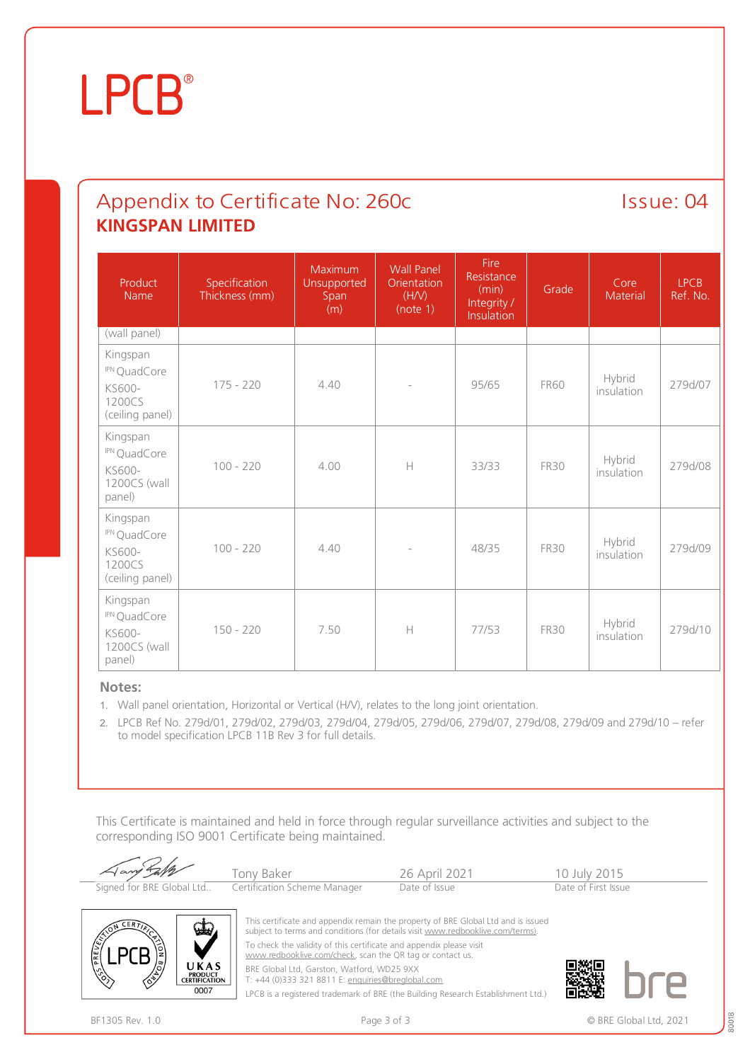# LPCB®

## Appendix to Certificate No: 260c

Issue: 04

**KINGSPAN LIMITED**

| Product Name | Specification Thickness (mm) | Maximum Unsupported Span (m) | Wall Panel Orientation (H/V) (note 1) | Fire Resistance (min) Integrity / Insulation | Grade | Core Material | LPCB Ref. No. |
|---|---|---|---|---|---|---|---|
| (wall panel) | | | | | | | |
| Kingspan IPN QuadCore KS600-1200CS (ceiling panel) | 175 - 220 | 4.40 | - | 95/65 | FR60 | Hybrid insulation | 279d/07 |
| Kingspan IPN QuadCore KS600-1200CS (wall panel) | 100 - 220 | 4.00 | H | 33/33 | FR30 | Hybrid insulation | 279d/08 |
| Kingspan IPN QuadCore KS600-1200CS (ceiling panel) | 100 - 220 | 4.40 | - | 48/35 | FR30 | Hybrid insulation | 279d/09 |
| Kingspan IPN QuadCore KS600-1200CS (wall panel) | 150 - 220 | 7.50 | H | 77/53 | FR30 | Hybrid insulation | 279d/10 |

**Notes:**

1. Wall panel orientation, Horizontal or Vertical (H/V), relates to the long joint orientation.
2. LPCB Ref No. 279d/01, 279d/02, 279d/03, 279d/04, 279d/05, 279d/06, 279d/07, 279d/08, 279d/09 and 279d/10 – refer to model specification LPCB 11B Rev 3 for full details.

This Certificate is maintained and held in force through regular surveillance activities and subject to the corresponding ISO 9001 Certificate being maintained.

| Signed for BRE Global Ltd.. | Tony Baker<br>Certification Scheme Manager | 26 April 2021<br>Date of Issue | 10 July 2015<br>Date of First Issue |
|---|---|---|---|

This certificate and appendix remain the property of BRE Global Ltd and is issued subject to terms and conditions (for details visit www.redbooklive.com/terms).

To check the validity of this certificate and appendix please visit www.redbooklive.com/check, scan the QR tag or contact us.

BRE Global Ltd, Garston, Watford, WD25 9XX

T: +44 (0)333 321 8811 E: enquiries@breglobal.com

LPCB is a registered trademark of BRE (the Building Research Establishment Ltd.)

BF1305 Rev. 1.0

© BRE Global Ltd, 2021